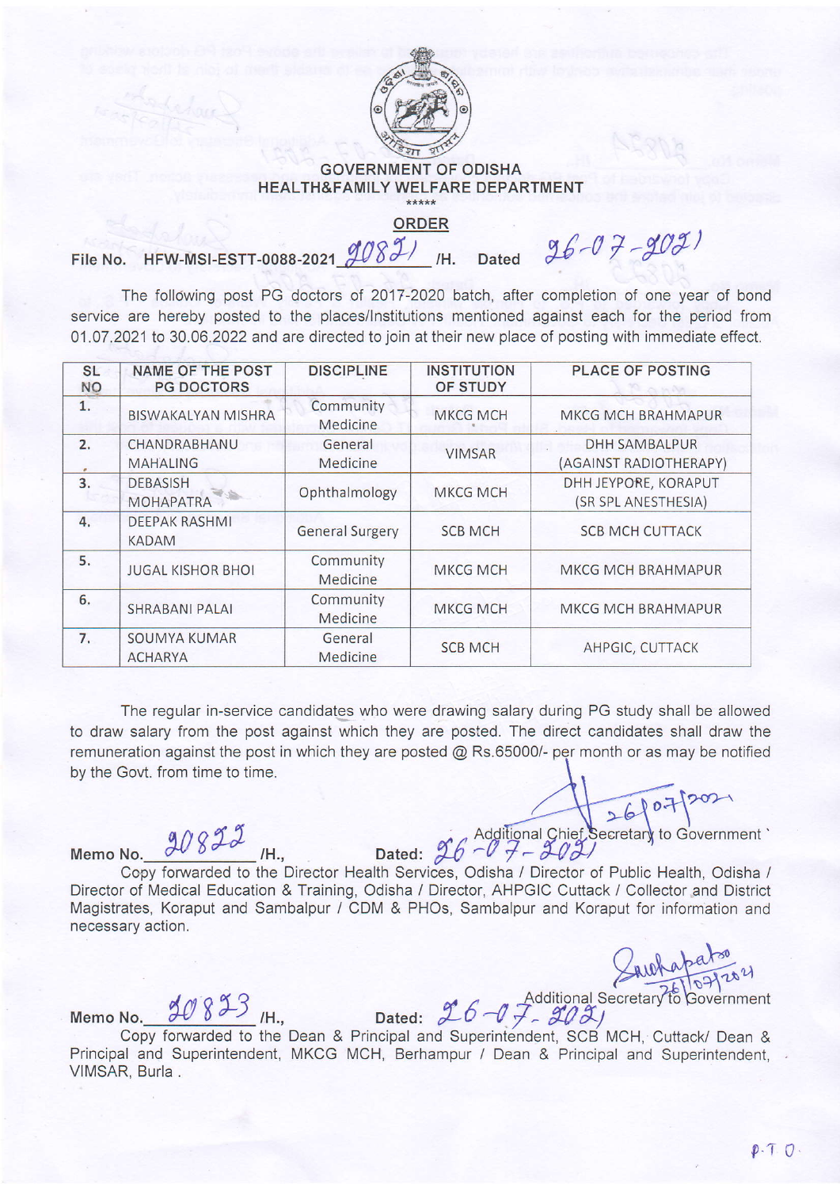GOVERNMENT OF ODISHA
HEALTH&FAMILY WELFARE DEPARTMENT
\*\*\*\*\*

## ORDER

File No. HFW-MSI-ESTT-0088-2021 20821 /H. Dated 26-07-2021

The following post PG doctors of 2017-2020 batch, after completion of one year of bond service are hereby posted to the places/Institutions mentioned against each for the period from 01.07.2021 to 30.06.2022 and are directed to join at their new place of posting with immediate effect.

| SL NO | NAME OF THE POST PG DOCTORS | DISCIPLINE | INSTITUTION OF STUDY | PLACE OF POSTING |
|---|---|---|---|---|
| 1. | BISWAKALYAN MISHRA | Community Medicine | MKCG MCH | MKCG MCH BRAHMAPUR |
| 2. | CHANDRABHANU MAHALING | General Medicine | VIMSAR | DHH SAMBALPUR (AGAINST RADIOTHERAPY) |
| 3. | DEBASISH MOHAPATRA | Ophthalmology | MKCG MCH | DHH JEYPORE, KORAPUT (SR SPL ANESTHESIA) |
| 4. | DEEPAK RASHMI KADAM | General Surgery | SCB MCH | SCB MCH CUTTACK |
| 5. | JUGAL KISHOR BHOI | Community Medicine | MKCG MCH | MKCG MCH BRAHMAPUR |
| 6. | SHRABANI PALAI | Community Medicine | MKCG MCH | MKCG MCH BRAHMAPUR |
| 7. | SOUMYA KUMAR ACHARYA | General Medicine | SCB MCH | AHPGIC, CUTTACK |

The regular in-service candidates who were drawing salary during PG study shall be allowed to draw salary from the post against which they are posted. The direct candidates shall draw the remuneration against the post in which they are posted @ Rs.65000/- per month or as may be notified by the Govt. from time to time.

26/07/2021
Additional Chief Secretary to Government

Memo No. 20822 /H., Dated: 26-07-2021

Copy forwarded to the Director Health Services, Odisha / Director of Public Health, Odisha / Director of Medical Education & Training, Odisha / Director, AHPGIC Cuttack / Collector and District Magistrates, Koraput and Sambalpur / CDM & PHOs, Sambalpur and Koraput for information and necessary action.

26/07/2021
Additional Secretary to Government

Memo No. 20823 /H., Dated: 26-07-2021

Copy forwarded to the Dean & Principal and Superintendent, SCB MCH, Cuttack/ Dean & Principal and Superintendent, MKCG MCH, Berhampur / Dean & Principal and Superintendent, VIMSAR, Burla .

P.T.O.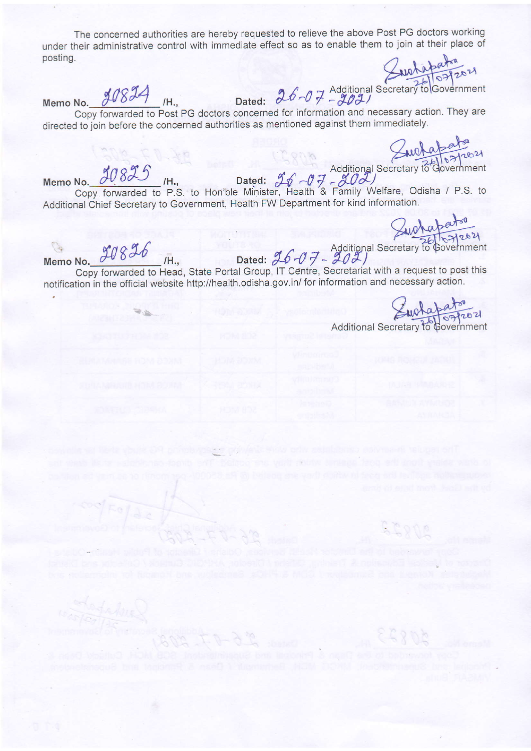The concerned authorities are hereby requested to relieve the above Post PG doctors working under their administrative control with immediate effect so as to enable them to join at their place of posting.

Sd/- 26/07/2021
Additional Secretary to Government

Memo No. 20824 /H., Dated: 26-07-2021

Copy forwarded to Post PG doctors concerned for information and necessary action. They are directed to join before the concerned authorities as mentioned against them immediately.

Sd/- 26/07/2021
Additional Secretary to Government

Memo No. 20825 /H., Dated: 26-07-2021

Copy forwarded to P.S. to Hon'ble Minister, Health & Family Welfare, Odisha / P.S. to Additional Chief Secretary to Government, Health FW Department for kind information.

Sd/- 26/07/2021
Additional Secretary to Government

Memo No. 20826 /H., Dated: 26-07-2021

Copy forwarded to Head, State Portal Group, IT Centre, Secretariat with a request to post this notification in the official website http://health.odisha.gov.in/ for information and necessary action.

Sd/- 26/07/2021
Additional Secretary to Government